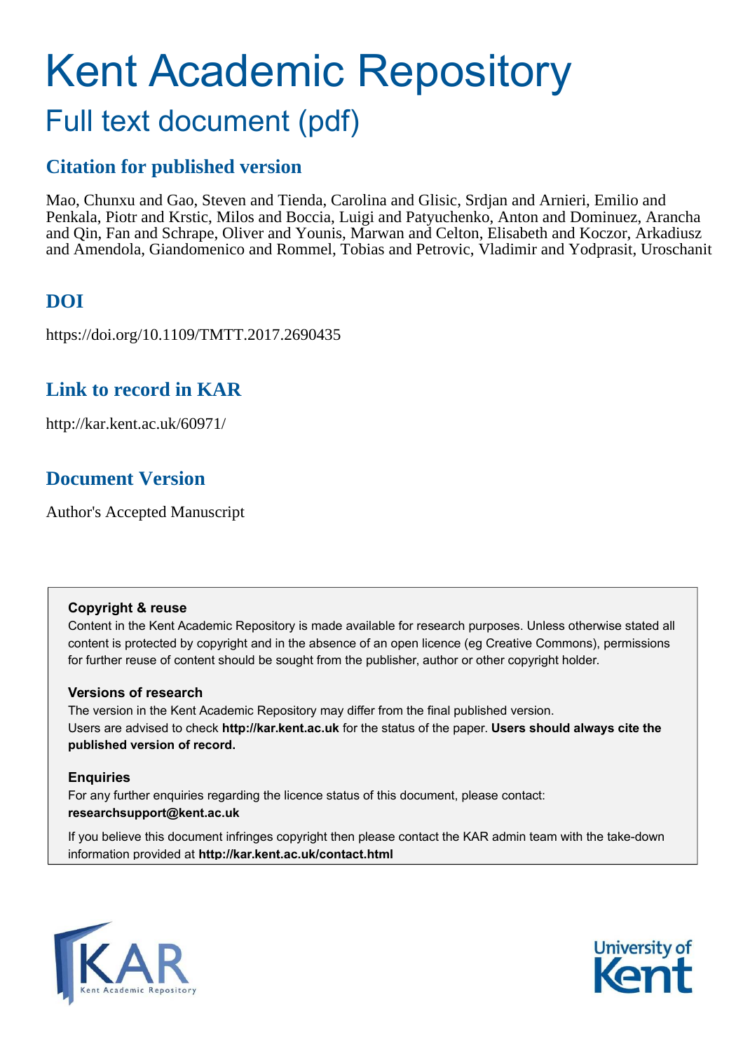# Kent Academic Repository

## Full text document (pdf)

### Citation for published version

Mao, Chunxu and Gao, Steven and Tienda, Carolina and Glisic, Srdjan and Arnieri, Emilio and Penkala, Piotr and Krstic, Milos and Boccia, Luigi and Patyuchenko, Anton and Dominuez, Arancha and Qin, Fan and Schrape, Oliver and Younis, Marwan and Celton, Elisabeth and Koczor, Arkadiusz and Amendola, Giandomenico and Rommel, Tobias and Petrovic, Vladimir and Yodprasit, Uroschanit

### DOI

https://doi.org/10.1109/TMTT.2017.2690435

### Link to record in KAR

http://kar.kent.ac.uk/60971/

### Document Version

Author's Accepted Manuscript

**Copyright & reuse**

Content in the Kent Academic Repository is made available for research purposes. Unless otherwise stated all content is protected by copyright and in the absence of an open licence (eg Creative Commons), permissions for further reuse of content should be sought from the publisher, author or other copyright holder.

**Versions of research**

The version in the Kent Academic Repository may differ from the final published version. Users are advised to check **http://kar.kent.ac.uk** for the status of the paper. **Users should always cite the published version of record.**

**Enquiries**

For any further enquiries regarding the licence status of this document, please contact: **researchsupport@kent.ac.uk**

If you believe this document infringes copyright then please contact the KAR admin team with the take-down information provided at **http://kar.kent.ac.uk/contact.html**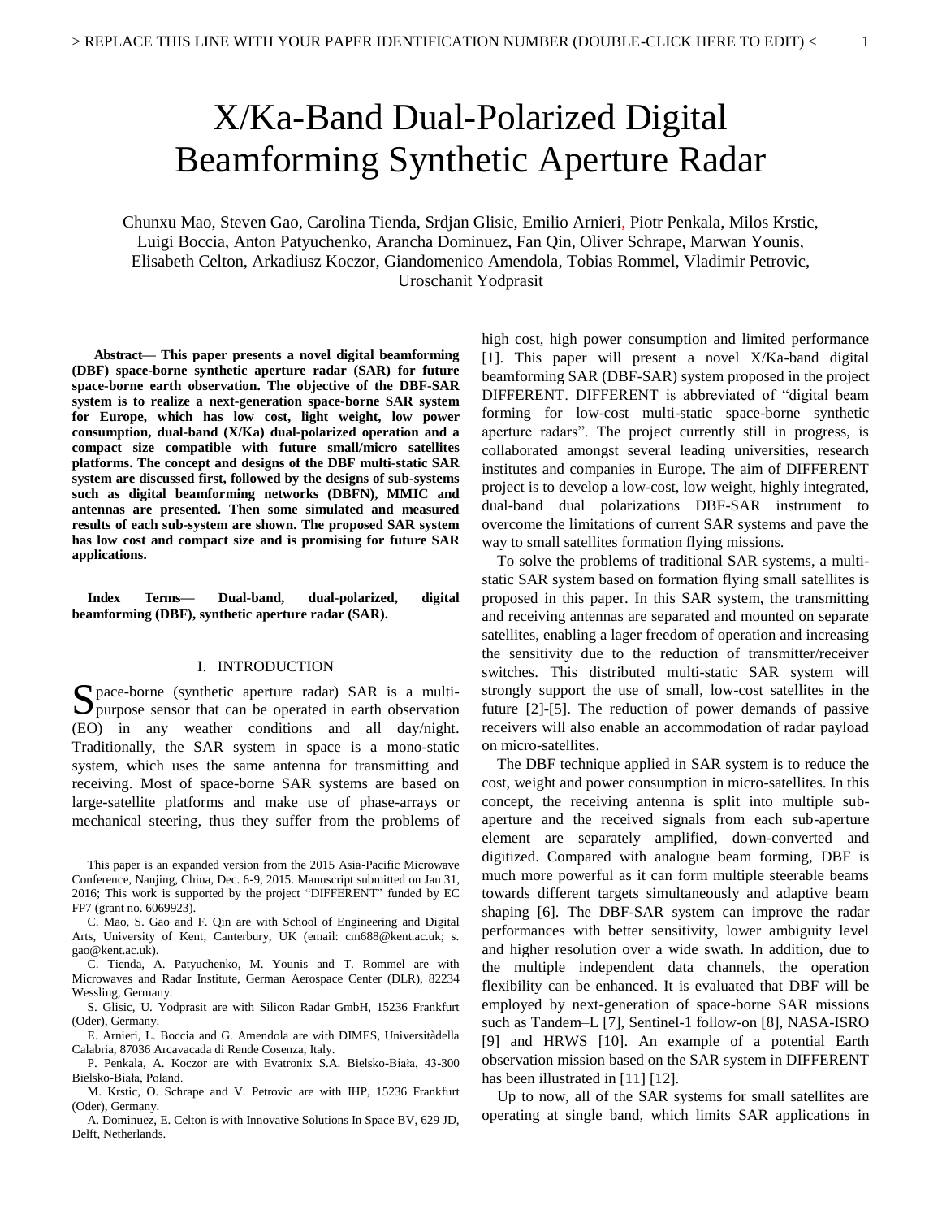# X/Ka-Band Dual-Polarized Digital Beamforming Synthetic Aperture Radar

Chunxu Mao, Steven Gao, Carolina Tienda, Srdjan Glisic, Emilio Arnieri, Piotr Penkala, Milos Krstic, Luigi Boccia, Anton Patyuchenko, Arancha Dominuez, Fan Qin, Oliver Schrape, Marwan Younis, Elisabeth Celton, Arkadiusz Koczor, Giandomenico Amendola, Tobias Rommel, Vladimir Petrovic, Uroschanit Yodprasit

***Abstract*— This paper presents a novel digital beamforming (DBF) space-borne synthetic aperture radar (SAR) for future space-borne earth observation. The objective of the DBF-SAR system is to realize a next-generation space-borne SAR system for Europe, which has low cost, light weight, low power consumption, dual-band (X/Ka) dual-polarized operation and a compact size compatible with future small/micro satellites platforms. The concept and designs of the DBF multi-static SAR system are discussed first, followed by the designs of sub-systems such as digital beamforming networks (DBFN), MMIC and antennas are presented. Then some simulated and measured results of each sub-system are shown. The proposed SAR system has low cost and compact size and is promising for future SAR applications.**

***Index Terms*— Dual-band, dual-polarized, digital beamforming (DBF), synthetic aperture radar (SAR).**

## I. INTRODUCTION

Space-borne (synthetic aperture radar) SAR is a multi-purpose sensor that can be operated in earth observation (EO) in any weather conditions and all day/night. Traditionally, the SAR system in space is a mono-static system, which uses the same antenna for transmitting and receiving. Most of space-borne SAR systems are based on large-satellite platforms and make use of phase-arrays or mechanical steering, thus they suffer from the problems of high cost, high power consumption and limited performance [1]. This paper will present a novel X/Ka-band digital beamforming SAR (DBF-SAR) system proposed in the project DIFFERENT. DIFFERENT is abbreviated of "digital beam forming for low-cost multi-static space-borne synthetic aperture radars". The project currently still in progress, is collaborated amongst several leading universities, research institutes and companies in Europe. The aim of DIFFERENT project is to develop a low-cost, low weight, highly integrated, dual-band dual polarizations DBF-SAR instrument to overcome the limitations of current SAR systems and pave the way to small satellites formation flying missions.

To solve the problems of traditional SAR systems, a multi-static SAR system based on formation flying small satellites is proposed in this paper. In this SAR system, the transmitting and receiving antennas are separated and mounted on separate satellites, enabling a lager freedom of operation and increasing the sensitivity due to the reduction of transmitter/receiver switches. This distributed multi-static SAR system will strongly support the use of small, low-cost satellites in the future [2]-[5]. The reduction of power demands of passive receivers will also enable an accommodation of radar payload on micro-satellites.

The DBF technique applied in SAR system is to reduce the cost, weight and power consumption in micro-satellites. In this concept, the receiving antenna is split into multiple sub-aperture and the received signals from each sub-aperture element are separately amplified, down-converted and digitized. Compared with analogue beam forming, DBF is much more powerful as it can form multiple steerable beams towards different targets simultaneously and adaptive beam shaping [6]. The DBF-SAR system can improve the radar performances with better sensitivity, lower ambiguity level and higher resolution over a wide swath. In addition, due to the multiple independent data channels, the operation flexibility can be enhanced. It is evaluated that DBF will be employed by next-generation of space-borne SAR missions such as Tandem–L [7], Sentinel-1 follow-on [8], NASA-ISRO [9] and HRWS [10]. An example of a potential Earth observation mission based on the SAR system in DIFFERENT has been illustrated in [11] [12].

Up to now, all of the SAR systems for small satellites are operating at single band, which limits SAR applications in

This paper is an expanded version from the 2015 Asia-Pacific Microwave Conference, Nanjing, China, Dec. 6-9, 2015. Manuscript submitted on Jan 31, 2016; This work is supported by the project "DIFFERENT" funded by EC FP7 (grant no. 6069923).

C. Mao, S. Gao and F. Qin are with School of Engineering and Digital Arts, University of Kent, Canterbury, UK (email: cm688@kent.ac.uk; s.gao@kent.ac.uk).

C. Tienda, A. Patyuchenko, M. Younis and T. Rommel are with Microwaves and Radar Institute, German Aerospace Center (DLR), 82234 Wessling, Germany.

S. Glisic, U. Yodprasit are with Silicon Radar GmbH, 15236 Frankfurt (Oder), Germany.

E. Arnieri, L. Boccia and G. Amendola are with DIMES, Universitàdella Calabria, 87036 Arcavacada di Rende Cosenza, Italy.

P. Penkala, A. Koczor are with Evatronix S.A. Bielsko-Biała, 43-300 Bielsko-Biała, Poland.

M. Krstic, O. Schrape and V. Petrovic are with IHP, 15236 Frankfurt (Oder), Germany.

A. Dominuez, E. Celton is with Innovative Solutions In Space BV, 629 JD, Delft, Netherlands.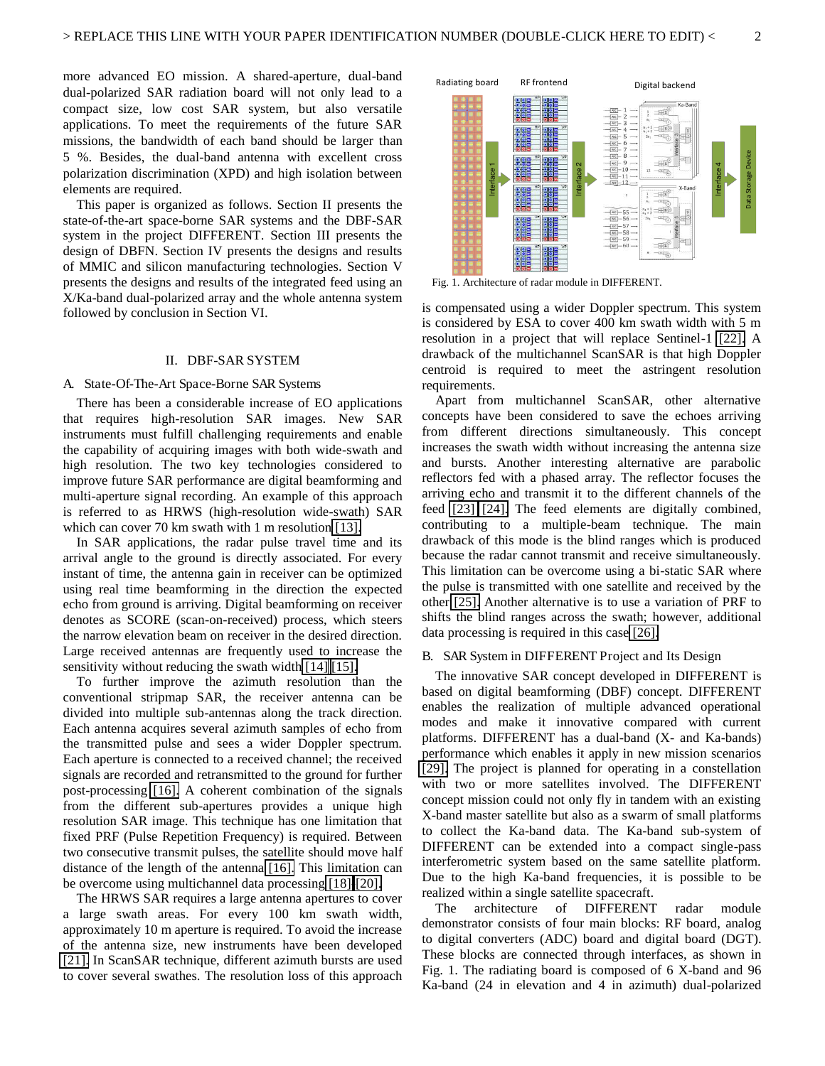more advanced EO mission. A shared-aperture, dual-band dual-polarized SAR radiation board will not only lead to a compact size, low cost SAR system, but also versatile applications. To meet the requirements of the future SAR missions, the bandwidth of each band should be larger than 5 %. Besides, the dual-band antenna with excellent cross polarization discrimination (XPD) and high isolation between elements are required.

This paper is organized as follows. Section II presents the state-of-the-art space-borne SAR systems and the DBF-SAR system in the project DIFFERENT. Section III presents the design of DBFN. Section IV presents the designs and results of MMIC and silicon manufacturing technologies. Section V presents the designs and results of the integrated feed using an X/Ka-band dual-polarized array and the whole antenna system followed by conclusion in Section VI.

## II. DBF-SAR System

### A. State-Of-The-Art Space-Borne SAR Systems

There has been a considerable increase of EO applications that requires high-resolution SAR images. New SAR instruments must fulfill challenging requirements and enable the capability of acquiring images with both wide-swath and high resolution. The two key technologies considered to improve future SAR performance are digital beamforming and multi-aperture signal recording. An example of this approach is referred to as HRWS (high-resolution wide-swath) SAR which can cover 70 km swath with 1 m resolution [13].

In SAR applications, the radar pulse travel time and its arrival angle to the ground is directly associated. For every instant of time, the antenna gain in receiver can be optimized using real time beamforming in the direction the expected echo from ground is arriving. Digital beamforming on receiver denotes as SCORE (scan-on-received) process, which steers the narrow elevation beam on receiver in the desired direction. Large received antennas are frequently used to increase the sensitivity without reducing the swath width [14] [15].

To further improve the azimuth resolution than the conventional stripmap SAR, the receiver antenna can be divided into multiple sub-antennas along the track direction. Each antenna acquires several azimuth samples of echo from the transmitted pulse and sees a wider Doppler spectrum. Each aperture is connected to a received channel; the received signals are recorded and retransmitted to the ground for further post-processing [16]. A coherent combination of the signals from the different sub-apertures provides a unique high resolution SAR image. This technique has one limitation that fixed PRF (Pulse Repetition Frequency) is required. Between two consecutive transmit pulses, the satellite should move half distance of the length of the antenna [16]. This limitation can be overcome using multichannel data processing [18] [20].

The HRWS SAR requires a large antenna apertures to cover a large swath areas. For every 100 km swath width, approximately 10 m aperture is required. To avoid the increase of the antenna size, new instruments have been developed [21]. In ScanSAR technique, different azimuth bursts are used to cover several swathes. The resolution loss of this approach is compensated using a wider Doppler spectrum. This system is considered by ESA to cover 400 km swath width with 5 m resolution in a project that will replace Sentinel-1 [22]. A drawback of the multichannel ScanSAR is that high Doppler centroid is required to meet the astringent resolution requirements.

Fig. 1. Architecture of radar module in DIFFERENT.

Apart from multichannel ScanSAR, other alternative concepts have been considered to save the echoes arriving from different directions simultaneously. This concept increases the swath width without increasing the antenna size and bursts. Another interesting alternative are parabolic reflectors fed with a phased array. The reflector focuses the arriving echo and transmit it to the different channels of the feed [23] [24]. The feed elements are digitally combined, contributing to a multiple-beam technique. The main drawback of this mode is the blind ranges which is produced because the radar cannot transmit and receive simultaneously. This limitation can be overcome using a bi-static SAR where the pulse is transmitted with one satellite and received by the other [25]. Another alternative is to use a variation of PRF to shifts the blind ranges across the swath; however, additional data processing is required in this case [26].

### B. SAR System in DIFFERENT Project and Its Design

The innovative SAR concept developed in DIFFERENT is based on digital beamforming (DBF) concept. DIFFERENT enables the realization of multiple advanced operational modes and make it innovative compared with current platforms. DIFFERENT has a dual-band (X- and Ka-bands) performance which enables it apply in new mission scenarios [29]. The project is planned for operating in a constellation with two or more satellites involved. The DIFFERENT concept mission could not only fly in tandem with an existing X-band master satellite but also as a swarm of small platforms to collect the Ka-band data. The Ka-band sub-system of DIFFERENT can be extended into a compact single-pass interferometric system based on the same satellite platform. Due to the high Ka-band frequencies, it is possible to be realized within a single satellite spacecraft.

The architecture of DIFFERENT radar module demonstrator consists of four main blocks: RF board, analog to digital converters (ADC) board and digital board (DGT). These blocks are connected through interfaces, as shown in Fig. 1. The radiating board is composed of 6 X-band and 96 Ka-band (24 in elevation and 4 in azimuth) dual-polarized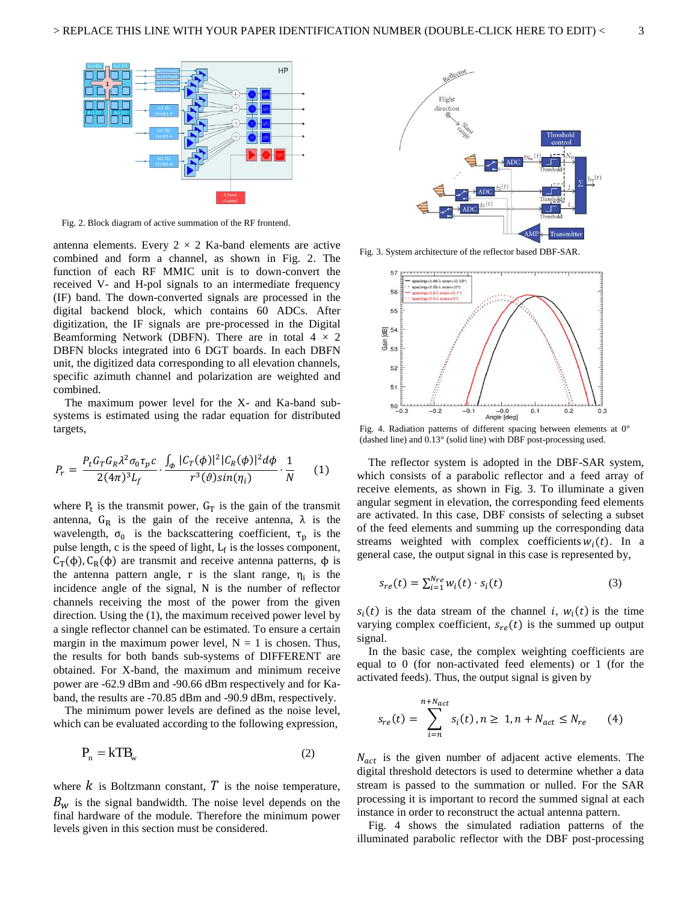Fig. 2. Block diagram of active summation of the RF frontend.

antenna elements. Every 2 × 2 Ka-band elements are active combined and form a channel, as shown in Fig. 2. The function of each RF MMIC unit is to down-convert the received V- and H-pol signals to an intermediate frequency (IF) band. The down-converted signals are processed in the digital backend block, which contains 60 ADCs. After digitization, the IF signals are pre-processed in the Digital Beamforming Network (DBFN). There are in total 4 × 2 DBFN blocks integrated into 6 DGT boards. In each DBFN unit, the digitized data corresponding to all elevation channels, specific azimuth channel and polarization are weighted and combined.

The maximum power level for the X- and Ka-band sub-systems is estimated using the radar equation for distributed targets,

$$P_r = \frac{P_t G_T G_R \lambda^2 \sigma_0 \tau_p c}{2(4\pi)^3 L_f} \cdot \frac{\int_\phi |C_T(\phi)|^2 |C_R(\phi)|^2 d\phi}{r^3(\vartheta) sin(\eta_i)} \cdot \frac{1}{N} \qquad (1)$$

where $P_t$ is the transmit power, $G_T$ is the gain of the transmit antenna, $G_R$ is the gain of the receive antenna, $\lambda$ is the wavelength, $\sigma_0$ is the backscattering coefficient, $\tau_p$ is the pulse length, c is the speed of light, $L_f$ is the losses component, $C_T(\phi), C_R(\phi)$ are transmit and receive antenna patterns, $\phi$ is the antenna pattern angle, r is the slant range, $\eta_i$ is the incidence angle of the signal, N is the number of reflector channels receiving the most of the power from the given direction. Using the (1), the maximum received power level by a single reflector channel can be estimated. To ensure a certain margin in the maximum power level, N = 1 is chosen. Thus, the results for both bands sub-systems of DIFFERENT are obtained. For X-band, the maximum and minimum receive power are -62.9 dBm and -90.66 dBm respectively and for Ka-band, the results are -70.85 dBm and -90.9 dBm, respectively.

The minimum power levels are defined as the noise level, which can be evaluated according to the following expression,

$$P_n = kTB_w \qquad (2)$$

where $k$ is Boltzmann constant, $T$ is the noise temperature, $B_w$ is the signal bandwidth. The noise level depends on the final hardware of the module. Therefore the minimum power levels given in this section must be considered.

Fig. 3. System architecture of the reflector based DBF-SAR.

Fig. 4. Radiation patterns of different spacing between elements at 0° (dashed line) and 0.13° (solid line) with DBF post-processing used.

The reflector system is adopted in the DBF-SAR system, which consists of a parabolic reflector and a feed array of receive elements, as shown in Fig. 3. To illuminate a given angular segment in elevation, the corresponding feed elements are activated. In this case, DBF consists of selecting a subset of the feed elements and summing up the corresponding data streams weighted with complex coefficients $w_i(t)$. In a general case, the output signal in this case is represented by,

$$s_{re}(t) = \sum_{i=1}^{N_{re}} w_i(t) \cdot s_i(t) \qquad (3)$$

$s_i(t)$ is the data stream of the channel $i$, $w_i(t)$ is the time varying complex coefficient, $s_{re}(t)$ is the summed up output signal.

In the basic case, the complex weighting coefficients are equal to 0 (for non-activated feed elements) or 1 (for the activated feeds). Thus, the output signal is given by

$$s_{re}(t) = \sum_{i=n}^{n+N_{act}} s_i(t), n \geq 1, n + N_{act} \leq N_{re} \qquad (4)$$

$N_{act}$ is the given number of adjacent active elements. The digital threshold detectors is used to determine whether a data stream is passed to the summation or nulled. For the SAR processing it is important to record the summed signal at each instance in order to reconstruct the actual antenna pattern.

Fig. 4 shows the simulated radiation patterns of the illuminated parabolic reflector with the DBF post-processing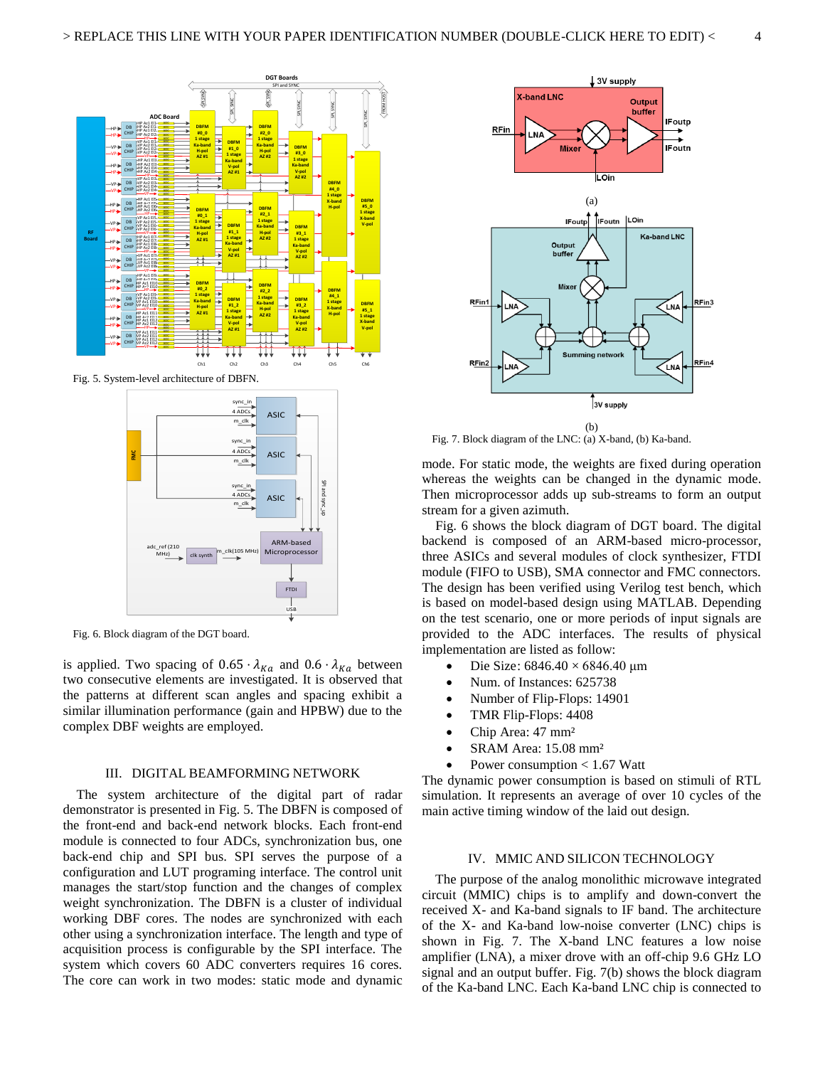Fig. 5. System-level architecture of DBFN.

Fig. 6. Block diagram of the DGT board.

is applied. Two spacing of $0.65 \cdot \lambda_{Ka}$ and $0.6 \cdot \lambda_{Ka}$ between two consecutive elements are investigated. It is observed that the patterns at different scan angles and spacing exhibit a similar illumination performance (gain and HPBW) due to the complex DBF weights are employed.

## III. DIGITAL BEAMFORMING NETWORK

The system architecture of the digital part of radar demonstrator is presented in Fig. 5. The DBFN is composed of the front-end and back-end network blocks. Each front-end module is connected to four ADCs, synchronization bus, one back-end chip and SPI bus. SPI serves the purpose of a configuration and LUT programing interface. The control unit manages the start/stop function and the changes of complex weight synchronization. The DBFN is a cluster of individual working DBF cores. The nodes are synchronized with each other using a synchronization interface. The length and type of acquisition process is configurable by the SPI interface. The system which covers 60 ADC converters requires 16 cores. The core can work in two modes: static mode and dynamic mode. For static mode, the weights are fixed during operation whereas the weights can be changed in the dynamic mode. Then microprocessor adds up sub-streams to form an output stream for a given azimuth.

Fig. 6 shows the block diagram of DGT board. The digital backend is composed of an ARM-based micro-processor, three ASICs and several modules of clock synthesizer, FTDI module (FIFO to USB), SMA connector and FMC connectors. The design has been verified using Verilog test bench, which is based on model-based design using MATLAB. Depending on the test scenario, one or more periods of input signals are provided to the ADC interfaces. The results of physical implementation are listed as follow:

- Die Size: 6846.40 × 6846.40 µm
- Num. of Instances: 625738
- Number of Flip-Flops: 14901
- TMR Flip-Flops: 4408
- Chip Area: 47 mm²
- SRAM Area: 15.08 mm²
- Power consumption < 1.67 Watt

The dynamic power consumption is based on stimuli of RTL simulation. It represents an average of over 10 cycles of the main active timing window of the laid out design.

(a)

(b)

Fig. 7. Block diagram of the LNC: (a) X-band, (b) Ka-band.

## IV. MMIC AND SILICON TECHNOLOGY

The purpose of the analog monolithic microwave integrated circuit (MMIC) chips is to amplify and down-convert the received X- and Ka-band signals to IF band. The architecture of the X- and Ka-band low-noise converter (LNC) chips is shown in Fig. 7. The X-band LNC features a low noise amplifier (LNA), a mixer drove with an off-chip 9.6 GHz LO signal and an output buffer. Fig. 7(b) shows the block diagram of the Ka-band LNC. Each Ka-band LNC chip is connected to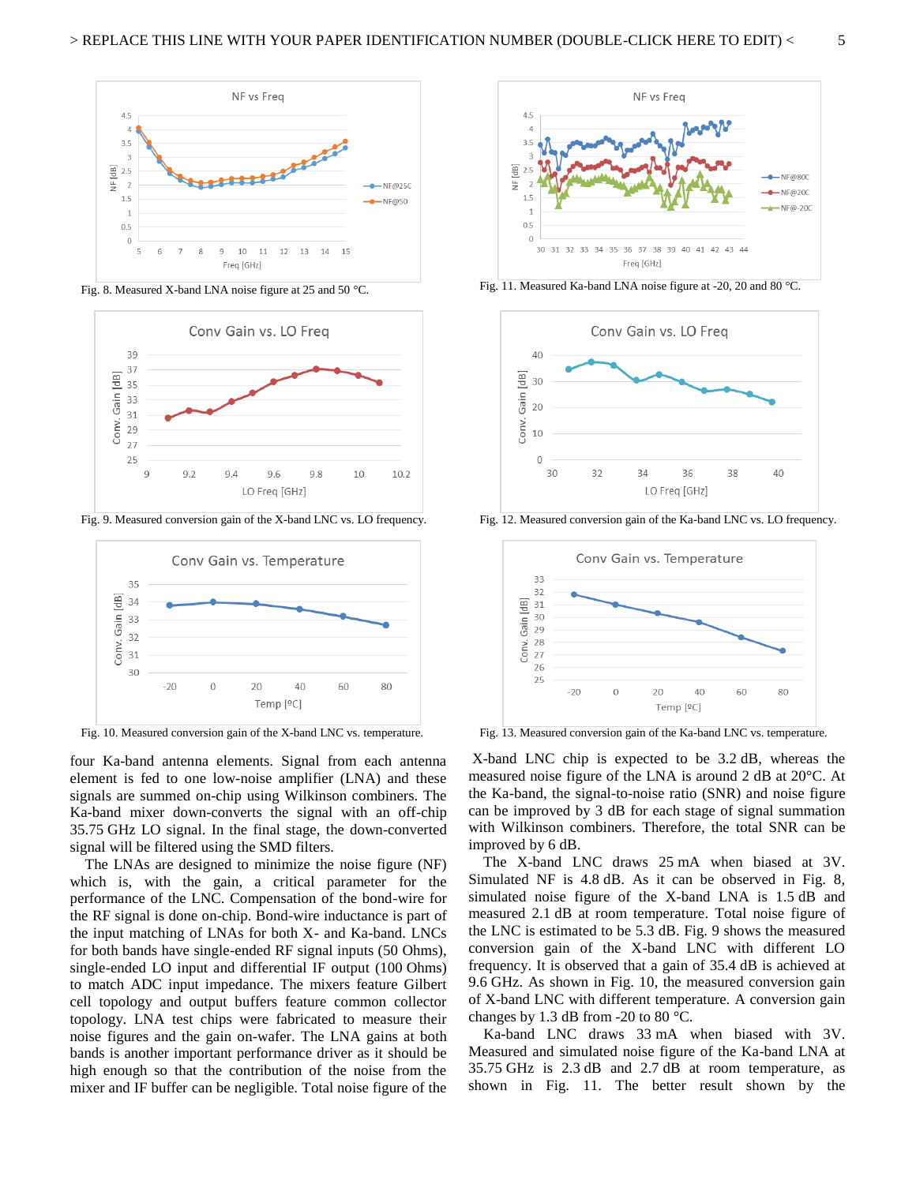Fig. 8. Measured X-band LNA noise figure at 25 and 50 °C.

Fig. 11. Measured Ka-band LNA noise figure at -20, 20 and 80 °C.

Fig. 9. Measured conversion gain of the X-band LNC vs. LO frequency.

Fig. 12. Measured conversion gain of the Ka-band LNC vs. LO frequency.

Fig. 10. Measured conversion gain of the X-band LNC vs. temperature.

Fig. 13. Measured conversion gain of the Ka-band LNC vs. temperature.

four Ka-band antenna elements. Signal from each antenna element is fed to one low-noise amplifier (LNA) and these signals are summed on-chip using Wilkinson combiners. The Ka-band mixer down-converts the signal with an off-chip 35.75 GHz LO signal. In the final stage, the down-converted signal will be filtered using the SMD filters.

The LNAs are designed to minimize the noise figure (NF) which is, with the gain, a critical parameter for the performance of the LNC. Compensation of the bond-wire for the RF signal is done on-chip. Bond-wire inductance is part of the input matching of LNAs for both X- and Ka-band. LNCs for both bands have single-ended RF signal inputs (50 Ohms), single-ended LO input and differential IF output (100 Ohms) to match ADC input impedance. The mixers feature Gilbert cell topology and output buffers feature common collector topology. LNA test chips were fabricated to measure their noise figures and the gain on-wafer. The LNA gains at both bands is another important performance driver as it should be high enough so that the contribution of the noise from the mixer and IF buffer can be negligible. Total noise figure of the X-band LNC chip is expected to be 3.2 dB, whereas the measured noise figure of the LNA is around 2 dB at 20°C. At the Ka-band, the signal-to-noise ratio (SNR) and noise figure can be improved by 3 dB for each stage of signal summation with Wilkinson combiners. Therefore, the total SNR can be improved by 6 dB.

The X-band LNC draws 25 mA when biased at 3V. Simulated NF is 4.8 dB. As it can be observed in Fig. 8, simulated noise figure of the X-band LNA is 1.5 dB and measured 2.1 dB at room temperature. Total noise figure of the LNC is estimated to be 5.3 dB. Fig. 9 shows the measured conversion gain of the X-band LNC with different LO frequency. It is observed that a gain of 35.4 dB is achieved at 9.6 GHz. As shown in Fig. 10, the measured conversion gain of X-band LNC with different temperature. A conversion gain changes by 1.3 dB from -20 to 80 °C.

Ka-band LNC draws 33 mA when biased with 3V. Measured and simulated noise figure of the Ka-band LNA at 35.75 GHz is 2.3 dB and 2.7 dB at room temperature, as shown in Fig. 11. The better result shown by the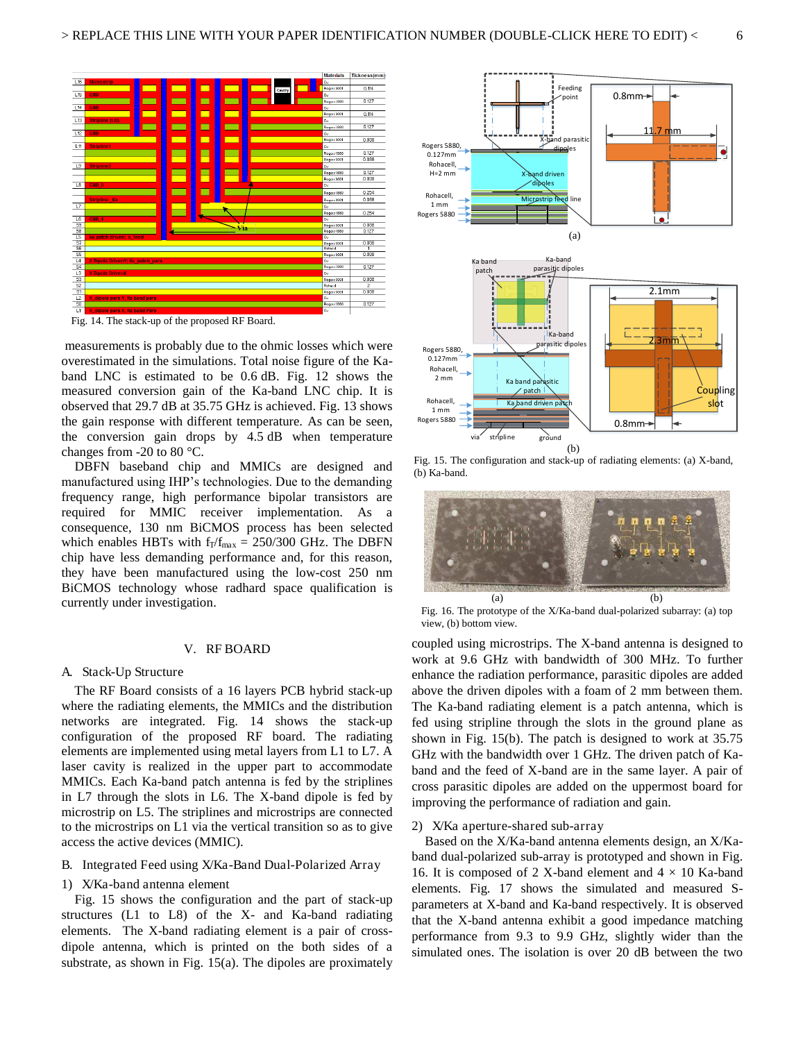Fig. 14. The stack-up of the proposed RF Board.

measurements is probably due to the ohmic losses which were overestimated in the simulations. Total noise figure of the Ka-band LNC is estimated to be 0.6 dB. Fig. 12 shows the measured conversion gain of the Ka-band LNC chip. It is observed that 29.7 dB at 35.75 GHz is achieved. Fig. 13 shows the gain response with different temperature. As can be seen, the conversion gain drops by 4.5 dB when temperature changes from -20 to 80 °C.

DBFN baseband chip and MMICs are designed and manufactured using IHP's technologies. Due to the demanding frequency range, high performance bipolar transistors are required for MMIC receiver implementation. As a consequence, 130 nm BiCMOS process has been selected which enables HBTs with $f_T/f_{max}$ = 250/300 GHz. The DBFN chip have less demanding performance and, for this reason, they have been manufactured using the low-cost 250 nm BiCMOS technology whose radhard space qualification is currently under investigation.

## V. RF Board

### A. Stack-Up Structure

The RF Board consists of a 16 layers PCB hybrid stack-up where the radiating elements, the MMICs and the distribution networks are integrated. Fig. 14 shows the stack-up configuration of the proposed RF board. The radiating elements are implemented using metal layers from L1 to L7. A laser cavity is realized in the upper part to accommodate MMICs. Each Ka-band patch antenna is fed by the striplines in L7 through the slots in L6. The X-band dipole is fed by microstrip on L5. The striplines and microstrips are connected to the microstrips on L1 via the vertical transition so as to give access the active devices (MMIC).

### B. Integrated Feed using X/Ka-Band Dual-Polarized Array

#### 1) X/Ka-band antenna element

Fig. 15 shows the configuration and the part of stack-up structures (L1 to L8) of the X- and Ka-band radiating elements. The X-band radiating element is a pair of cross-dipole antenna, which is printed on the both sides of a substrate, as shown in Fig. 15(a). The dipoles are proximately coupled using microstrips. The X-band antenna is designed to work at 9.6 GHz with bandwidth of 300 MHz. To further enhance the radiation performance, parasitic dipoles are added above the driven dipoles with a foam of 2 mm between them. The Ka-band radiating element is a patch antenna, which is fed using stripline through the slots in the ground plane as shown in Fig. 15(b). The patch is designed to work at 35.75 GHz with the bandwidth over 1 GHz. The driven patch of Ka-band and the feed of X-band are in the same layer. A pair of cross parasitic dipoles are added on the uppermost board for improving the performance of radiation and gain.

Fig. 15. The configuration and stack-up of radiating elements: (a) X-band, (b) Ka-band.

Fig. 16. The prototype of the X/Ka-band dual-polarized subarray: (a) top view, (b) bottom view.

#### 2) X/Ka aperture-shared sub-array

Based on the X/Ka-band antenna elements design, an X/Ka-band dual-polarized sub-array is prototyped and shown in Fig. 16. It is composed of 2 X-band element and 4 × 10 Ka-band elements. Fig. 17 shows the simulated and measured S-parameters at X-band and Ka-band respectively. It is observed that the X-band antenna exhibit a good impedance matching performance from 9.3 to 9.9 GHz, slightly wider than the simulated ones. The isolation is over 20 dB between the two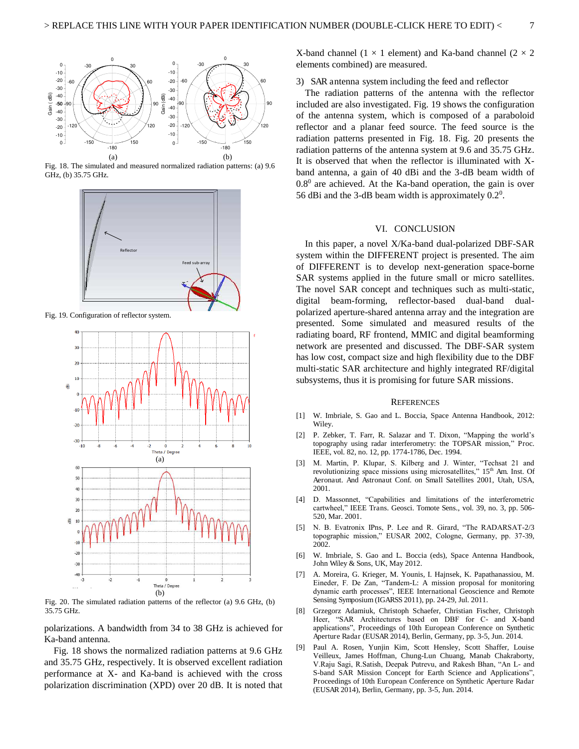Fig. 18. The simulated and measured normalized radiation patterns: (a) 9.6 GHz, (b) 35.75 GHz.

Fig. 19. Configuration of reflector system.

Fig. 20. The simulated radiation patterns of the reflector (a) 9.6 GHz, (b) 35.75 GHz.

polarizations. A bandwidth from 34 to 38 GHz is achieved for Ka-band antenna.

Fig. 18 shows the normalized radiation patterns at 9.6 GHz and 35.75 GHz, respectively. It is observed excellent radiation performance at X- and Ka-band is achieved with the cross polarization discrimination (XPD) over 20 dB. It is noted that X-band channel (1 × 1 element) and Ka-band channel (2 × 2 elements combined) are measured.

3) SAR antenna system including the feed and reflector

The radiation patterns of the antenna with the reflector included are also investigated. Fig. 19 shows the configuration of the antenna system, which is composed of a paraboloid reflector and a planar feed source. The feed source is the radiation patterns presented in Fig. 18. Fig. 20 presents the radiation patterns of the antenna system at 9.6 and 35.75 GHz. It is observed that when the reflector is illuminated with X-band antenna, a gain of 40 dBi and the 3-dB beam width of $0.8^0$ are achieved. At the Ka-band operation, the gain is over 56 dBi and the 3-dB beam width is approximately $0.2^0$.

## VI. CONCLUSION

In this paper, a novel X/Ka-band dual-polarized DBF-SAR system within the DIFFERENT project is presented. The aim of DIFFERENT is to develop next-generation space-borne SAR systems applied in the future small or micro satellites. The novel SAR concept and techniques such as multi-static, digital beam-forming, reflector-based dual-band dual-polarized aperture-shared antenna array and the integration are presented. Some simulated and measured results of the radiating board, RF frontend, MMIC and digital beamforming network are presented and discussed. The DBF-SAR system has low cost, compact size and high flexibility due to the DBF multi-static SAR architecture and highly integrated RF/digital subsystems, thus it is promising for future SAR missions.

## REFERENCES

[1] W. Imbriale, S. Gao and L. Boccia, Space Antenna Handbook, 2012: Wiley.

[2] P. Zebker, T. Farr, R. Salazar and T. Dixon, “Mapping the world’s topography using radar interferometry: the TOPSAR mission,” Proc. IEEE, vol. 82, no. 12, pp. 1774-1786, Dec. 1994.

[3] M. Martin, P. Klupar, S. Kilberg and J. Winter, “Techsat 21 and revolutionizing space missions using microsatellites,” 15th Am. Inst. Of Aeronaut. And Astronaut Conf. on Small Satellites 2001, Utah, USA, 2001.

[4] D. Massonnet, “Capabilities and limitations of the interferometric cartwheel,” IEEE Trans. Geosci. Tomote Sens., vol. 39, no. 3, pp. 506-520, Mar. 2001.

[5] N. B. Evatronix IPns, P. Lee and R. Girard, “The RADARSAT-2/3 topographic mission,” EUSAR 2002, Cologne, Germany, pp. 37-39, 2002.

[6] W. Imbriale, S. Gao and L. Boccia (eds), Space Antenna Handbook, John Wiley & Sons, UK, May 2012.

[7] A. Moreira, G. Krieger, M. Younis, I. Hajnsek, K. Papathanassiou, M. Eineder, F. De Zan, “Tandem-L: A mission proposal for monitoring dynamic earth processes”, IEEE International Geoscience and Remote Sensing Symposium (IGARSS 2011), pp. 24-29, Jul. 2011.

[8] Grzegorz Adamiuk, Christoph Schaefer, Christian Fischer, Christoph Heer, “SAR Architectures based on DBF for C- and X-band applications”, Proceedings of 10th European Conference on Synthetic Aperture Radar (EUSAR 2014), Berlin, Germany, pp. 3-5, Jun. 2014.

[9] Paul A. Rosen, Yunjin Kim, Scott Hensley, Scott Shaffer, Louise Veilleux, James Hoffman, Chung-Lun Chuang, Manab Chakraborty, V.Raju Sagi, R.Satish, Deepak Putrevu, and Rakesh Bhan, “An L- and S-band SAR Mission Concept for Earth Science and Applications”, Proceedings of 10th European Conference on Synthetic Aperture Radar (EUSAR 2014), Berlin, Germany, pp. 3-5, Jun. 2014.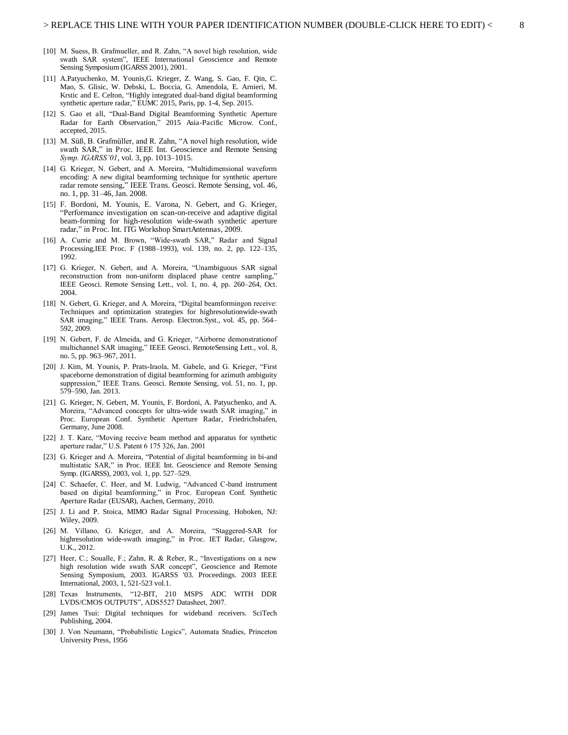[10] M. Suess, B. Grafmueller, and R. Zahn, "A novel high resolution, wide swath SAR system", IEEE International Geoscience and Remote Sensing Symposium (IGARSS 2001), 2001.

[11] A.Patyuchenko, M. Younis,G. Krieger, Z. Wang, S. Gao, F. Qin, C. Mao, S. Glisic, W. Debski, L. Boccia, G. Amendola, E. Arnieri, M. Krstic and E. Celton, "Highly integrated dual-band digital beamforming synthetic aperture radar," EUMC 2015, Paris, pp. 1-4, Sep. 2015.

[12] S. Gao et all, "Dual-Band Digital Beamforming Synthetic Aperture Radar for Earth Observation," 2015 Asia-Pacific Microw. Conf., accepted, 2015.

[13] M. Süß, B. Grafmüller, and R. Zahn, "A novel high resolution, wide swath SAR," in Proc. IEEE Int. Geoscience and Remote Sensing *Symp. IGARSS'01*, vol. 3, pp. 1013–1015.

[14] G. Krieger, N. Gebert, and A. Moreira, "Multidimensional waveform encoding: A new digital beamforming technique for synthetic aperture radar remote sensing," IEEE Trans. Geosci. Remote Sensing, vol. 46, no. 1, pp. 31–46, Jan. 2008.

[15] F. Bordoni, M. Younis, E. Varona, N. Gebert, and G. Krieger, "Performance investigation on scan-on-receive and adaptive digital beam-forming for high-resolution wide-swath synthetic aperture radar," in Proc. Int. ITG Workshop SmartAntennas, 2009.

[16] A. Currie and M. Brown, "Wide-swath SAR," Radar and Signal Processing,IEE Proc. F (1988–1993), vol. 139, no. 2, pp. 122–135, 1992.

[17] G. Krieger, N. Gebert, and A. Moreira, "Unambiguous SAR signal reconstruction from non-uniform displaced phase centre sampling," IEEE Geosci. Remote Sensing Lett., vol. 1, no. 4, pp. 260–264, Oct. 2004.

[18] N. Gebert, G. Krieger, and A. Moreira, "Digital beamformingon receive: Techniques and optimization strategies for highresolutionwide-swath SAR imaging," IEEE Trans. Aerosp. Electron.Syst., vol. 45, pp. 564–592, 2009.

[19] N. Gebert, F. de Almeida, and G. Krieger, "Airborne demonstrationof multichannel SAR imaging," IEEE Geosci. RemoteSensing Lett., vol. 8, no. 5, pp. 963–967, 2011.

[20] J. Kim, M. Younis, P. Prats-Iraola, M. Gabele, and G. Krieger, "First spaceborne demonstration of digital beamforming for azimuth ambiguity suppression," IEEE Trans. Geosci. Remote Sensing, vol. 51, no. 1, pp. 579–590, Jan. 2013.

[21] G. Krieger, N. Gebert, M. Younis, F. Bordoni, A. Patyuchenko, and A. Moreira, "Advanced concepts for ultra-wide swath SAR imaging," in Proc. European Conf. Synthetic Aperture Radar, Friedrichshafen, Germany, June 2008.

[22] J. T. Kare, "Moving receive beam method and apparatus for synthetic aperture radar," U.S. Patent 6 175 326, Jan. 2001

[23] G. Krieger and A. Moreira, "Potential of digital beamforming in bi-and multistatic SAR," in Proc. IEEE Int. Geoscience and Remote Sensing Symp. (IGARSS), 2003, vol. 1, pp. 527–529.

[24] C. Schaefer, C. Heer, and M. Ludwig, "Advanced C-band instrument based on digital beamforming," in Proc. European Conf. Synthetic Aperture Radar (EUSAR), Aachen, Germany, 2010.

[25] J. Li and P. Stoica, MIMO Radar Signal Processing. Hoboken, NJ: Wiley, 2009.

[26] M. Villano, G. Krieger, and A. Moreira, "Staggered-SAR for highresolution wide-swath imaging," in Proc. IET Radar, Glasgow, U.K., 2012.

[27] Heer, C.; Soualle, F.; Zahn, R. & Reber, R., "Investigations on a new high resolution wide swath SAR concept", Geoscience and Remote Sensing Symposium, 2003. IGARSS '03. Proceedings. 2003 IEEE International, 2003, 1, 521-523 vol.1.

[28] Texas Instruments, "12-BIT, 210 MSPS ADC WITH DDR LVDS/CMOS OUTPUTS", ADS5527 Datasheet, 2007.

[29] James Tsui: Digital techniques for wideband receivers. SciTech Publishing, 2004.

[30] J. Von Neumann, "Probabilistic Logics", Automata Studies, Princeton University Press, 1956